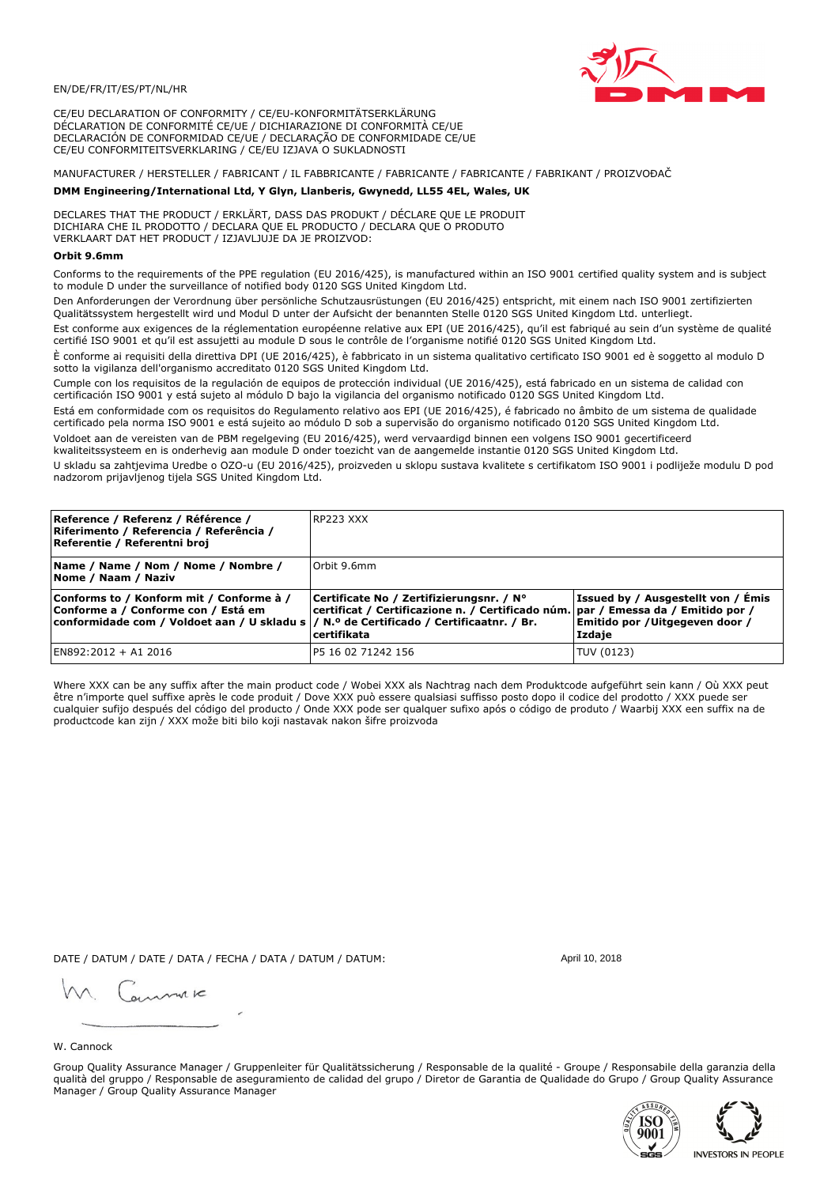EN/DE/FR/IT/ES/PT/NL/HR

CE/EU DECLARATION OF CONFORMITY / CE/EU-KONFORMITÄTSERKLÄRUNG
DÉCLARATION DE CONFORMITÉ CE/UE / DICHIARAZIONE DI CONFORMITÀ CE/UE
DECLARACIÓN DE CONFORMIDAD CE/UE / DECLARAÇÃO DE CONFORMIDADE CE/UE
CE/EU CONFORMITEITSVERKLARING / CE/EU IZJAVA O SUKLADNOSTI

MANUFACTURER / HERSTELLER / FABRICANT / IL FABBRICANTE / FABRICANTE / FABRICANTE / FABRIKANT / PROIZVOĐAČ

**DMM Engineering/International Ltd, Y Glyn, Llanberis, Gwynedd, LL55 4EL, Wales, UK**

DECLARES THAT THE PRODUCT / ERKLÄRT, DASS DAS PRODUKT / DÉCLARE QUE LE PRODUIT
DICHIARA CHE IL PRODOTTO / DECLARA QUE EL PRODUCTO / DECLARA QUE O PRODUTO
VERKLAART DAT HET PRODUCT / IZJAVLJUJE DA JE PROIZVOD:

**Orbit 9.6mm**

Conforms to the requirements of the PPE regulation (EU 2016/425), is manufactured within an ISO 9001 certified quality system and is subject to module D under the surveillance of notified body 0120 SGS United Kingdom Ltd.

Den Anforderungen der Verordnung über persönliche Schutzausrüstungen (EU 2016/425) entspricht, mit einem nach ISO 9001 zertifizierten Qualitätssystem hergestellt wird und Modul D unter der Aufsicht der benannten Stelle 0120 SGS United Kingdom Ltd. unterliegt.

Est conforme aux exigences de la réglementation européenne relative aux EPI (UE 2016/425), qu'il est fabriqué au sein d'un système de qualité certifié ISO 9001 et qu'il est assujetti au module D sous le contrôle de l'organisme notifié 0120 SGS United Kingdom Ltd.

È conforme ai requisiti della direttiva DPI (UE 2016/425), è fabbricato in un sistema qualitativo certificato ISO 9001 ed è soggetto al modulo D sotto la vigilanza dell'organismo accreditato 0120 SGS United Kingdom Ltd.

Cumple con los requisitos de la regulación de equipos de protección individual (UE 2016/425), está fabricado en un sistema de calidad con certificación ISO 9001 y está sujeto al módulo D bajo la vigilancia del organismo notificado 0120 SGS United Kingdom Ltd.

Está em conformidade com os requisitos do Regulamento relativo aos EPI (UE 2016/425), é fabricado no âmbito de um sistema de qualidade certificado pela norma ISO 9001 e está sujeito ao módulo D sob a supervisão do organismo notificado 0120 SGS United Kingdom Ltd.

Voldoet aan de vereisten van de PBM regelgeving (EU 2016/425), werd vervaardigd binnen een volgens ISO 9001 gecertificeerd kwaliteitssysteem en is onderhevig aan module D onder toezicht van de aangemelde instantie 0120 SGS United Kingdom Ltd.

U skladu sa zahtjevima Uredbe o OZO-u (EU 2016/425), proizveden u sklopu sustava kvalitete s certifikatom ISO 9001 i podliježe modulu D pod nadzorom prijavljenog tijela SGS United Kingdom Ltd.

| **Reference / Referenz / Référence / Riferimento / Referencia / Referência / Referentie / Referentni broj** | RP223 XXX | |
|---|---|---|
| **Name / Name / Nom / Nome / Nombre / Nome / Naam / Naziv** | Orbit 9.6mm | |
| **Conforms to / Konform mit / Conforme à / Conforme a / Conforme con / Está em conformidade com / Voldoet aan / U skladu s** | **Certificate No / Zertifizierungsnr. / N° certificat / Certificazione n. / Certificado núm. / N.º de Certificado / Certificaatnr. / Br. certifikata** | **Issued by / Ausgestellt von / Émis par / Emessa da / Emitido por / Emitido por / Uitgegeven door / Izdaje** |
| EN892:2012 + A1 2016 | P5 16 02 71242 156 | TUV (0123) |

Where XXX can be any suffix after the main product code / Wobei XXX als Nachtrag nach dem Produktcode aufgeführt sein kann / Où XXX peut être n'importe quel suffixe après le code produit / Dove XXX può essere qualsiasi suffisso posto dopo il codice del prodotto / XXX puede ser cualquier sufijo después del código del producto / Onde XXX pode ser qualquer sufixo após o código de produto / Waarbij XXX een suffix na de productcode kan zijn / XXX može biti bilo koji nastavak nakon šifre proizvoda

DATE / DATUM / DATE / DATA / FECHA / DATA / DATUM / DATUM: April 10, 2018

W. Cannock

Group Quality Assurance Manager / Gruppenleiter für Qualitätssicherung / Responsable de la qualité - Groupe / Responsabile della garanzia della qualità del gruppo / Responsable de aseguramiento de calidad del grupo / Diretor de Garantia de Qualidade do Grupo / Group Quality Assurance Manager / Group Quality Assurance Manager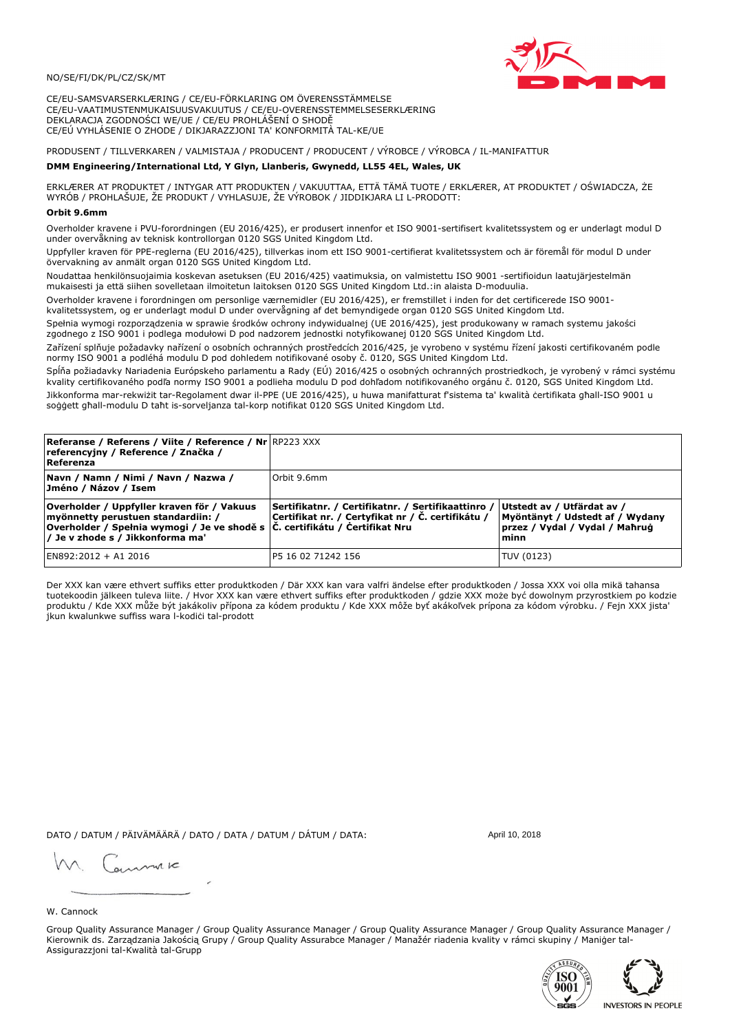NO/SE/FI/DK/PL/CZ/SK/MT

CE/EU-SAMSVARSERKLÆRING / CE/EU-FÖRKLARING OM ÖVERENSSTÄMMELSE
CE/EU-VAATIMUSTENMUKAISUUSVAKUUTUS / CE/EU-OVERENSSTEMMELSESERKLÆRING
DEKLARACJA ZGODNOŚCI WE/UE / CE/EU PROHLÁŠENÍ O SHODĚ
CE/EÚ VYHLÁSENIE O ZHODE / DIKJARAZZJONI TA' KONFORMITÀ TAL-KE/UE

PRODUSENT / TILLVERKAREN / VALMISTAJA / PRODUCENT / PRODUCENT / VÝROBCE / VÝROBCA / IL-MANIFATTUR

**DMM Engineering/International Ltd, Y Glyn, Llanberis, Gwynedd, LL55 4EL, Wales, UK**

ERKLÆRER AT PRODUKTET / INTYGAR ATT PRODUKTEN / VAKUUTTAA, ETTÄ TÄMÄ TUOTE / ERKLÆRER, AT PRODUKTET / OŚWIADCZA, ŻE WYRÓB / PROHLAŠUJE, ŽE PRODUKT / VYHLASUJE, ŽE VÝROBOK / JIDDIKJARA LI L-PRODOTT:

**Orbit 9.6mm**

Overholder kravene i PVU-forordningen (EU 2016/425), er produsert innenfor et ISO 9001-sertifisert kvalitetssystem og er underlagt modul D under overvåkning av teknisk kontrollorgan 0120 SGS United Kingdom Ltd.

Uppfyller kraven för PPE-reglerna (EU 2016/425), tillverkas inom ett ISO 9001-certifierat kvalitetssystem och är föremål för modul D under övervakning av anmält organ 0120 SGS United Kingdom Ltd.

Noudattaa henkilönsuojaimia koskevan asetuksen (EU 2016/425) vaatimuksia, on valmistettu ISO 9001 -sertifioidun laatujärjestelmän mukaisesti ja että siihen sovelletaan ilmoitetun laitoksen 0120 SGS United Kingdom Ltd.:in alaista D-moduulia.

Overholder kravene i forordningen om personlige værnemidler (EU 2016/425), er fremstillet i inden for det certificerede ISO 9001-kvalitetssystem, og er underlagt modul D under overvågning af det bemyndigede organ 0120 SGS United Kingdom Ltd.

Spełnia wymogi rozporządzenia w sprawie środków ochrony indywidualnej (UE 2016/425), jest produkowany w ramach systemu jakości zgodnego z ISO 9001 i podlega modułowi D pod nadzorem jednostki notyfikowanej 0120 SGS United Kingdom Ltd.

Zařízení splňuje požadavky nařízení o osobních ochranných prostředcích 2016/425, je vyrobeno v systému řízení jakosti certifikovaném podle normy ISO 9001 a podléhá modulu D pod dohledem notifikované osoby č. 0120, SGS United Kingdom Ltd.

Spĺňa požiadavky Nariadenia Európskeho parlamentu a Rady (EÚ) 2016/425 o osobných ochranných prostriedkoch, je vyrobený v rámci systému kvality certifikovaného podľa normy ISO 9001 a podlieha modulu D pod dohľadom notifikovaného orgánu č. 0120, SGS United Kingdom Ltd.

Jikkonforma mar-rekwiżit tar-Regolament dwar il-PPE (UE 2016/425), u huwa manifatturat f'sistema ta' kwalità ċertifikata għall-ISO 9001 u soġġett għall-modulu D taħt is-sorveljanza tal-korp notifikat 0120 SGS United Kingdom Ltd.

| **Referanse / Referens / Viite / Reference / Nr referencyjny / Reference / Značka / Referenza** | RP223 XXX | |
|---|---|---|
| **Navn / Namn / Nimi / Navn / Nazwa / Jméno / Názov / Isem** | Orbit 9.6mm | |
| **Overholder / Uppfyller kraven för / Vakuus myönnetty perustuen standardiin: / Overholder / Spełnia wymogi / Je ve shodě s / Je v zhode s / Jikkonforma ma'** | **Sertifikatnr. / Certifikatnr. / Sertifikaattinro / Certifikat nr. / Certyfikat nr / Č. certifikátu / Č. certifikátu / Ċertifikat Nru** | **Utstedt av / Utfärdat av / Myöntänyt / Udstedt af / Wydany przez / Vydal / Vydal / Maħruġ minn** |
| EN892:2012 + A1 2016 | P5 16 02 71242 156 | TUV (0123) |

Der XXX kan være ethvert suffiks etter produktkoden / Där XXX kan vara valfri ändelse efter produktkoden / Jossa XXX voi olla mikä tahansa tuotekoodin jälkeen tuleva liite. / Hvor XXX kan være ethvert suffiks efter produktkoden / gdzie XXX może być dowolnym przyrostkiem po kodzie produktu / Kde XXX může být jakákoliv přípona za kódem produktu / Kde XXX môže byť akákoľvek prípona za kódom výrobku. / Fejn XXX jista' jkun kwalunkwe suffiss wara l-kodiċi tal-prodott

DATO / DATUM / PÄIVÄMÄÄRÄ / DATO / DATA / DATUM / DÁTUM / DATA: April 10, 2018

W. Cannock

Group Quality Assurance Manager / Group Quality Assurance Manager / Group Quality Assurance Manager / Group Quality Assurance Manager / Kierownik ds. Zarządzania Jakością Grupy / Group Quality Assurabce Manager / Manažér riadenia kvality v rámci skupiny / Maniġer tal-Assigurazzjoni tal-Kwalità tal-Grupp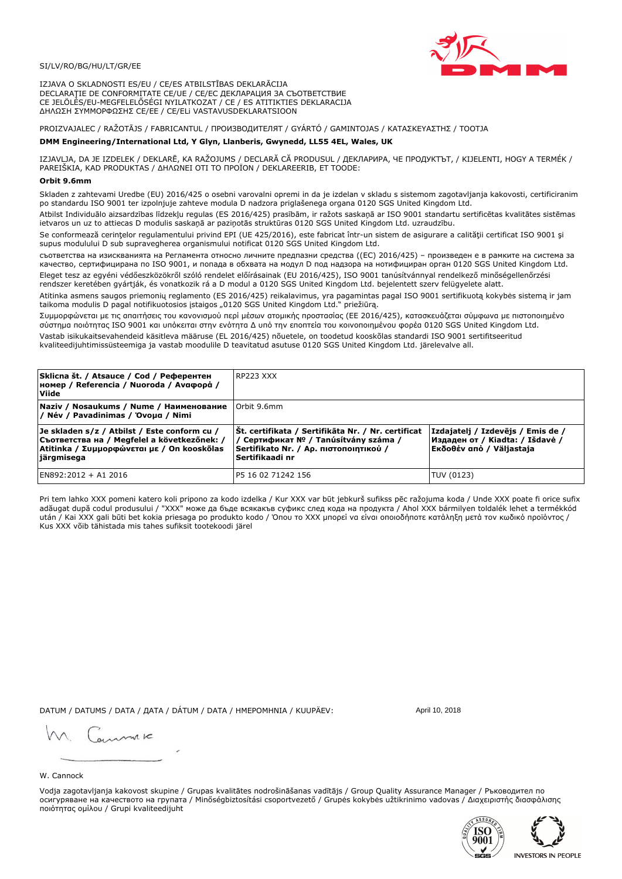SI/LV/RO/BG/HU/LT/GR/EE

IZJAVA O SKLADNOSTI ES/EU / CE/ES ATBILSTĪBAS DEKLARĀCIJA
DECLARAŢIE DE CONFORMITATE CE/UE / CE/ЕС ДЕКЛАРАЦИЯ ЗА СЪОТВЕТСТВИЕ
CE JELÖLÉS/EU-MEGFELELŐSÉGI NYILATKOZAT / CE / ES ATITIKTIES DEKLARACIJA
ΔΗΛΩΣΗ ΣΥΜΜΟΡΦΩΣΗΣ CE/EE / CE/ELi VASTAVUSDEKLARATSIOON

PROIZVAJALEC / RAŽOTĀJS / FABRICANTUL / ПРОИЗВОДИТЕЛЯТ / GYÁRTÓ / GAMINTOJAS / ΚΑΤΑΣΚΕΥΑΣΤΗΣ / TOOTJA

**DMM Engineering/International Ltd, Y Glyn, Llanberis, Gwynedd, LL55 4EL, Wales, UK**

IZJAVLJA, DA JE IZDELEK / DEKLARĒ, KA RAŽOJUMS / DECLARĂ CĂ PRODUSUL / ДЕКЛАРИРА, ЧЕ ПРОДУКТЪТ, / KIJELENTI, HOGY A TERMÉK / PAREIŠKIA, KAD PRODUKTAS / ΔΗΛΩΝΕΙ ΟΤΙ ΤΟ ΠΡΟΪΟΝ / DEKLAREERIB, ET TOODE:

**Orbit 9.6mm**

Skladen z zahtevami Uredbe (EU) 2016/425 o osebni varovalni opremi in da je izdelan v skladu s sistemom zagotavljanja kakovosti, certificiranim po standardu ISO 9001 ter izpolnjuje zahteve modula D nadzora priglašenega organa 0120 SGS United Kingdom Ltd.

Atbilst Individuālo aizsardzības līdzekļu regulas (ES 2016/425) prasībām, ir ražots saskaņā ar ISO 9001 standartu sertificētas kvalitātes sistēmas ietvaros un uz to attiecas D modulis saskaņā ar paziņotās struktūras 0120 SGS United Kingdom Ltd. uzraudzību.

Se conformează cerinţelor regulamentului privind EPI (UE 425/2016), este fabricat într-un sistem de asigurare a calităţii certificat ISO 9001 şi supus modulului D sub supravegherea organismului notificat 0120 SGS United Kingdom Ltd.

съответства на изискванията на Регламента относно личните предпазни средства ((ЕС) 2016/425) – произведен е в рамките на система за качество, сертифицирана по ISO 9001, и попада в обхвата на модул D под надзора на нотифициран орган 0120 SGS United Kingdom Ltd.

Eleget tesz az egyéni védőeszközökről szóló rendelet előírásainak (EU 2016/425), ISO 9001 tanúsítvánnyal rendelkező minőségellenőrzési rendszer keretében gyártják, és vonatkozik rá a D modul a 0120 SGS United Kingdom Ltd. bejelentett szerv felügyelete alatt.

Atitinka asmens saugos priemonių reglamento (ES 2016/425) reikalavimus, yra pagamintas pagal ISO 9001 sertifikuotą kokybės sistemą ir jam taikoma modulis D pagal notifikuotosios įstaigos „0120 SGS United Kingdom Ltd." priežiūrą.

Συμμορφώνεται με τις απαιτήσεις του κανονισμού περί μέσων ατομικής προστασίας (ΕΕ 2016/425), κατασκευάζεται σύμφωνα με πιστοποιημένο σύστημα ποιότητας ISO 9001 και υπόκειται στην ενότητα Δ υπό την εποπτεία του κοινοποιημένου φορέα 0120 SGS United Kingdom Ltd.

Vastab isikukaitsevahendeid käsitleva määruse (EL 2016/425) nõuetele, on toodetud kooskõlas standardi ISO 9001 sertifitseeritud kvaliteedijuhtimissüsteemiga ja vastab moodulile D teavitatud asutuse 0120 SGS United Kingdom Ltd. järelevalve all.

| | | |
|---|---|---|
| **Sklicna št. / Atsauce / Cod / Референтен номер / Referencia / Nuoroda / Αναφορά / Viide** | RP223 XXX | |
| **Naziv / Nosaukums / Nume / Наименование / Név / Pavadinimas / Όνομα / Nimi** | Orbit 9.6mm | |
| **Je skladen s/z / Atbilst / Este conform cu / Съответства на / Megfelel a következőnek: / Atitinka / Συμμορφώνεται με / On kooskõlas järgmisega** | **Št. certifikata / Sertifikāta Nr. / Nr. certificat / Сертификат № / Tanúsítvány száma / Sertifikato Nr. / Αρ. πιστοποιητικού / Sertifikaadi nr** | **Izdajatelj / Izdevējs / Emis de / Издаден от / Kiadta: / Išdavė / Εκδοθέν από / Väljastaja** |
| EN892:2012 + A1 2016 | P5 16 02 71242 156 | TUV (0123) |

Pri tem lahko XXX pomeni katero koli pripono za kodo izdelka / Kur XXX var būt jebkurš sufikss pēc ražojuma koda / Unde XXX poate fi orice sufix adăugat după codul produsului / "XXX" може да бъде всякакъв суфикс след кода на продукта / Ahol XXX bármilyen toldalék lehet a termékkód után / Kai XXX gali būti bet kokia priesaga po produkto kodo / Όπου το XXX μπορεί να είναι οποιοδήποτε κατάληξη μετά τον κωδικό προϊόντος / Kus XXX võib tähistada mis tahes sufiksit tootekoodi järel

DATUM / DATUMS / DATA / ДАТА / DÁTUM / DATA / ΗΜΕΡΟΜΗΝΙΑ / KUUPÄEV: April 10, 2018

W. Cannock

Vodja zagotavljanja kakovost skupine / Grupas kvalitātes nodrošināšanas vadītājs / Group Quality Assurance Manager / Ръководител по осигуряване на качеството на групата / Minőségbiztosítási csoportvezető / Grupės kokybės užtikrinimo vadovas / Διαχειριστής διασφάλισης ποιότητας ομίλου / Grupi kvaliteedijuht